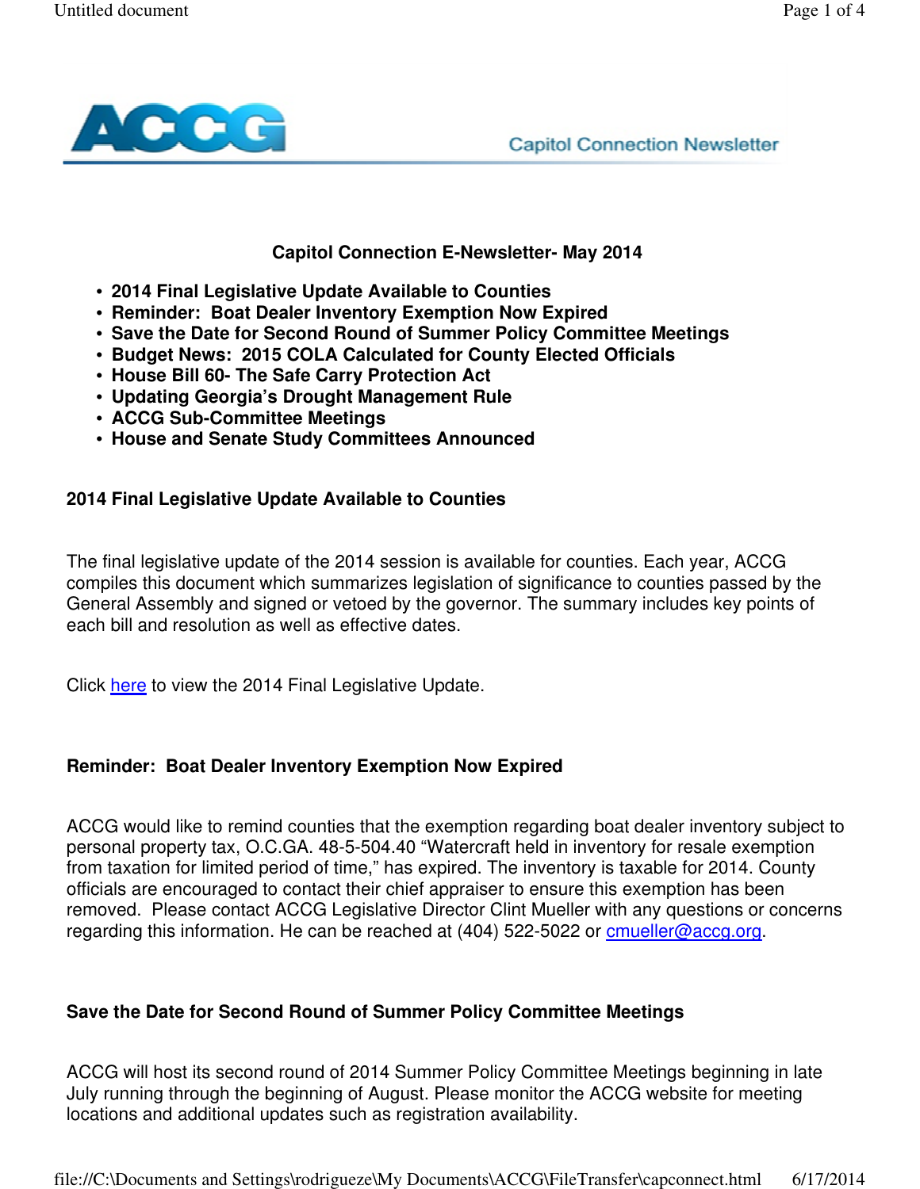ACCG

Capitol Connection Newsletter

## Capitol Connection E-Newsletter- May 2014

- **2014 Final Legislative Update Available to Counties**
- **Reminder: Boat Dealer Inventory Exemption Now Expired**
- **Save the Date for Second Round of Summer Policy Committee Meetings**
- **Budget News: 2015 COLA Calculated for County Elected Officials**
- **House Bill 60- The Safe Carry Protection Act**
- **Updating Georgia's Drought Management Rule**
- **ACCG Sub-Committee Meetings**
- **House and Senate Study Committees Announced**

### 2014 Final Legislative Update Available to Counties

The final legislative update of the 2014 session is available for counties. Each year, ACCG compiles this document which summarizes legislation of significance to counties passed by the General Assembly and signed or vetoed by the governor. The summary includes key points of each bill and resolution as well as effective dates.

Click here to view the 2014 Final Legislative Update.

### Reminder: Boat Dealer Inventory Exemption Now Expired

ACCG would like to remind counties that the exemption regarding boat dealer inventory subject to personal property tax, O.C.GA. 48-5-504.40 "Watercraft held in inventory for resale exemption from taxation for limited period of time," has expired. The inventory is taxable for 2014. County officials are encouraged to contact their chief appraiser to ensure this exemption has been removed. Please contact ACCG Legislative Director Clint Mueller with any questions or concerns regarding this information. He can be reached at (404) 522-5022 or cmueller@accg.org.

### Save the Date for Second Round of Summer Policy Committee Meetings

ACCG will host its second round of 2014 Summer Policy Committee Meetings beginning in late July running through the beginning of August. Please monitor the ACCG website for meeting locations and additional updates such as registration availability.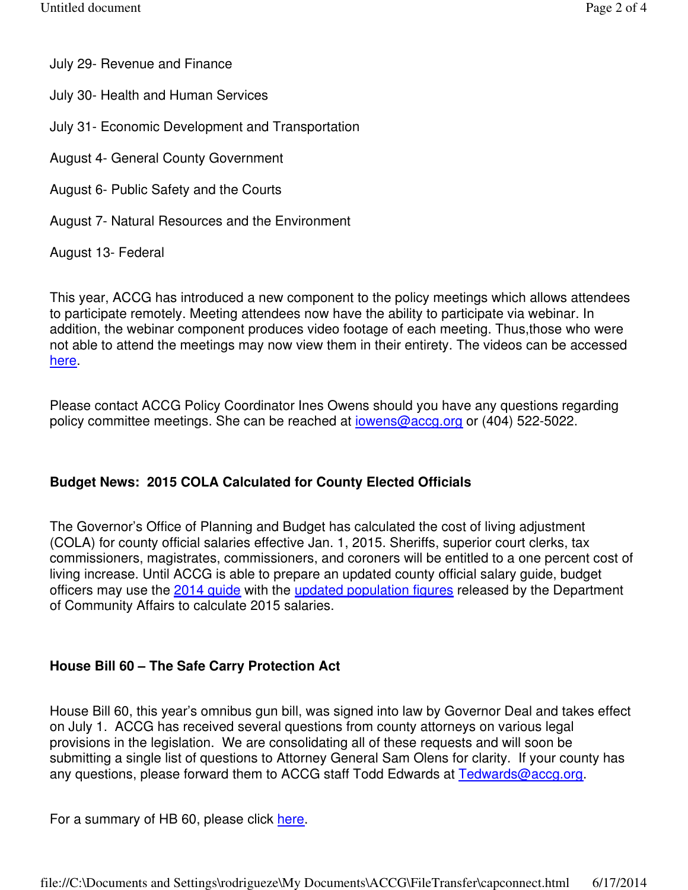July 29- Revenue and Finance

July 30- Health and Human Services

July 31- Economic Development and Transportation

August 4- General County Government

August 6- Public Safety and the Courts

August 7- Natural Resources and the Environment

August 13- Federal

This year, ACCG has introduced a new component to the policy meetings which allows attendees to participate remotely. Meeting attendees now have the ability to participate via webinar. In addition, the webinar component produces video footage of each meeting. Thus,those who were not able to attend the meetings may now view them in their entirety. The videos can be accessed here.

Please contact ACCG Policy Coordinator Ines Owens should you have any questions regarding policy committee meetings. She can be reached at iowens@accg.org or (404) 522-5022.

**Budget News: 2015 COLA Calculated for County Elected Officials**

The Governor's Office of Planning and Budget has calculated the cost of living adjustment (COLA) for county official salaries effective Jan. 1, 2015. Sheriffs, superior court clerks, tax commissioners, magistrates, commissioners, and coroners will be entitled to a one percent cost of living increase. Until ACCG is able to prepare an updated county official salary guide, budget officers may use the 2014 guide with the updated population figures released by the Department of Community Affairs to calculate 2015 salaries.

**House Bill 60 – The Safe Carry Protection Act**

House Bill 60, this year's omnibus gun bill, was signed into law by Governor Deal and takes effect on July 1. ACCG has received several questions from county attorneys on various legal provisions in the legislation. We are consolidating all of these requests and will soon be submitting a single list of questions to Attorney General Sam Olens for clarity. If your county has any questions, please forward them to ACCG staff Todd Edwards at Tedwards@accg.org.

For a summary of HB 60, please click here.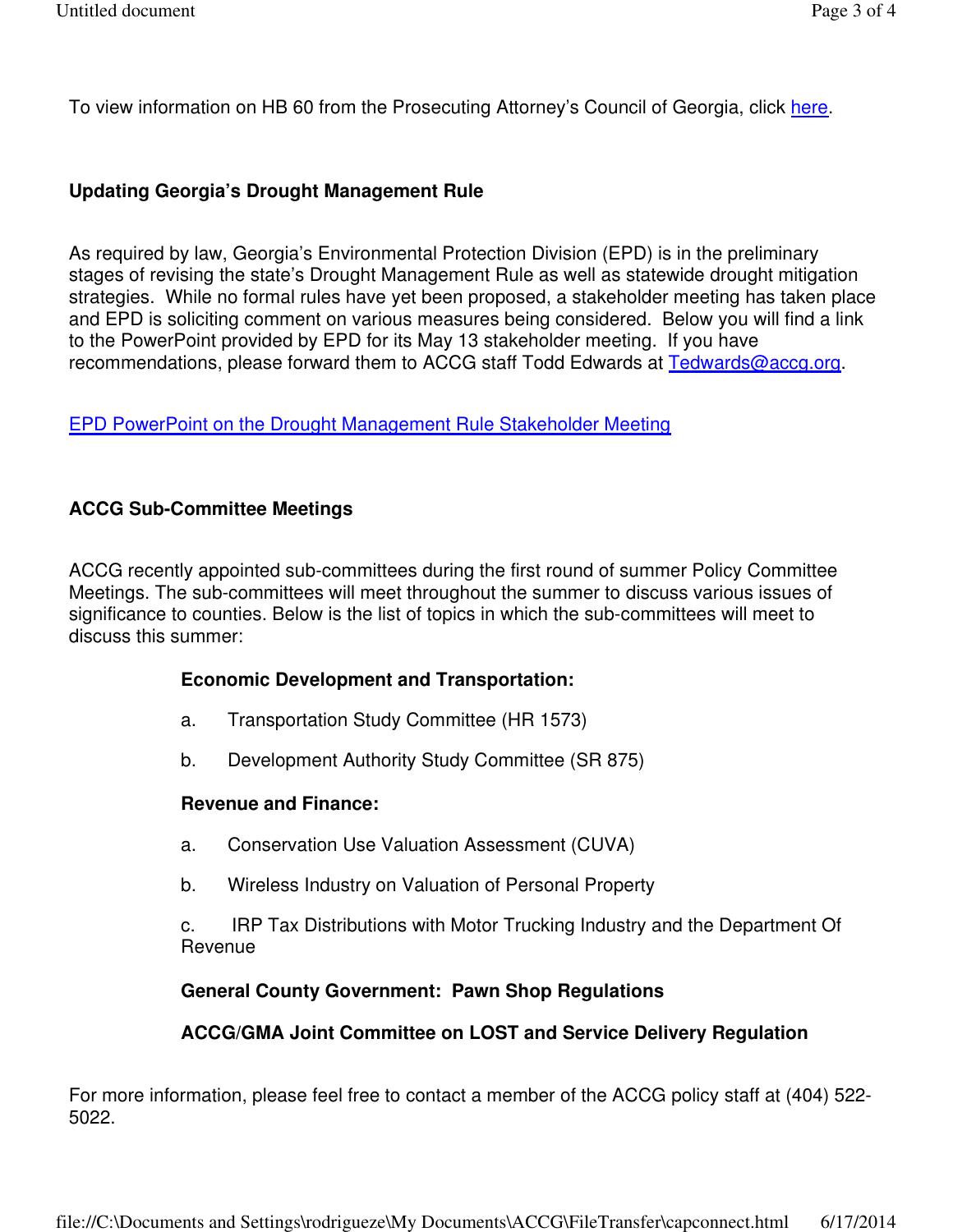To view information on HB 60 from the Prosecuting Attorney's Council of Georgia, click here.

**Updating Georgia's Drought Management Rule**

As required by law, Georgia's Environmental Protection Division (EPD) is in the preliminary stages of revising the state's Drought Management Rule as well as statewide drought mitigation strategies. While no formal rules have yet been proposed, a stakeholder meeting has taken place and EPD is soliciting comment on various measures being considered. Below you will find a link to the PowerPoint provided by EPD for its May 13 stakeholder meeting. If you have recommendations, please forward them to ACCG staff Todd Edwards at Tedwards@accg.org.

EPD PowerPoint on the Drought Management Rule Stakeholder Meeting

**ACCG Sub-Committee Meetings**

ACCG recently appointed sub-committees during the first round of summer Policy Committee Meetings. The sub-committees will meet throughout the summer to discuss various issues of significance to counties. Below is the list of topics in which the sub-committees will meet to discuss this summer:

**Economic Development and Transportation:**

a. Transportation Study Committee (HR 1573)

b. Development Authority Study Committee (SR 875)

**Revenue and Finance:**

a. Conservation Use Valuation Assessment (CUVA)

b. Wireless Industry on Valuation of Personal Property

c. IRP Tax Distributions with Motor Trucking Industry and the Department Of Revenue

**General County Government: Pawn Shop Regulations**

**ACCG/GMA Joint Committee on LOST and Service Delivery Regulation**

For more information, please feel free to contact a member of the ACCG policy staff at (404) 522-5022.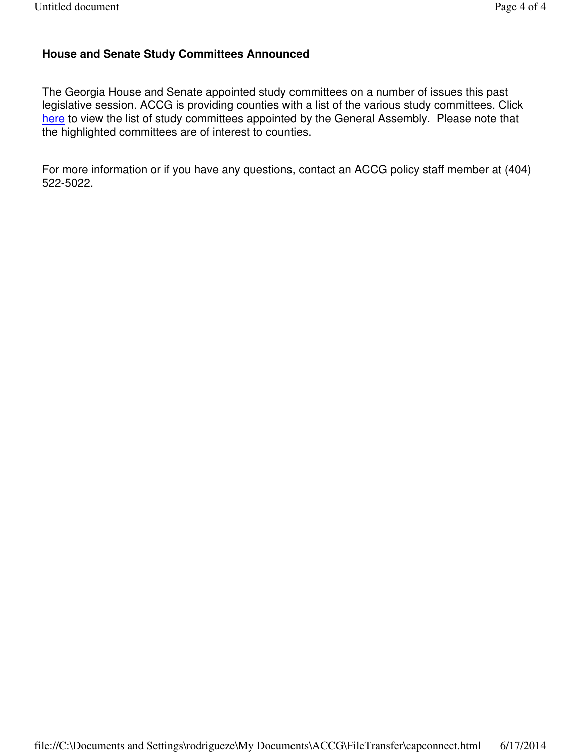**House and Senate Study Committees Announced**

The Georgia House and Senate appointed study committees on a number of issues this past legislative session. ACCG is providing counties with a list of the various study committees. Click here to view the list of study committees appointed by the General Assembly. Please note that the highlighted committees are of interest to counties.

For more information or if you have any questions, contact an ACCG policy staff member at (404) 522-5022.